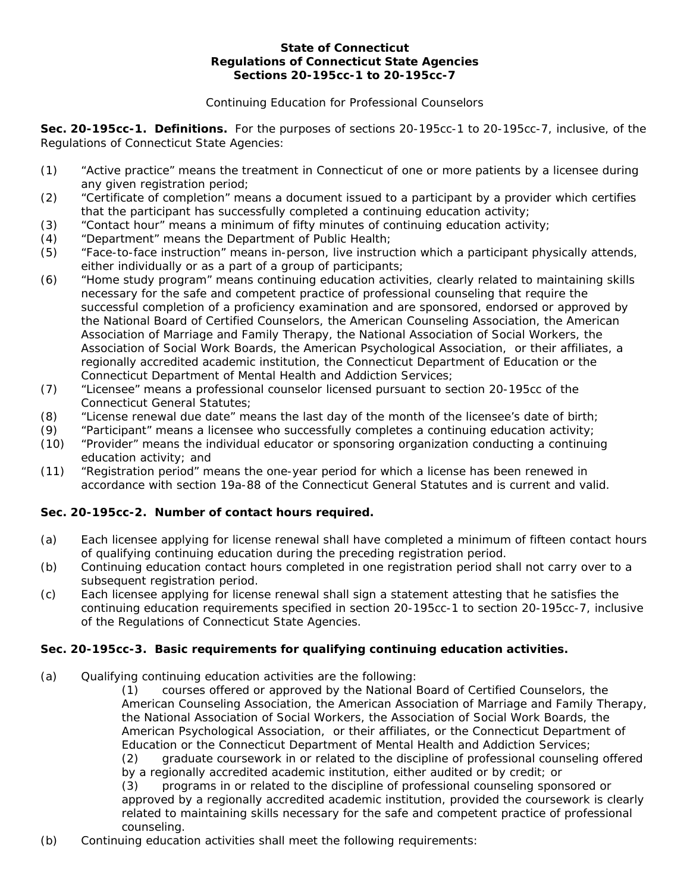**State of Connecticut**
**Regulations of Connecticut State Agencies**
**Sections 20-195cc-1 to 20-195cc-7**

Continuing Education for Professional Counselors

**Sec. 20-195cc-1. Definitions.** For the purposes of sections 20-195cc-1 to 20-195cc-7, inclusive, of the Regulations of Connecticut State Agencies:

(1) "Active practice" means the treatment in Connecticut of one or more patients by a licensee during any given registration period;
(2) "Certificate of completion" means a document issued to a participant by a provider which certifies that the participant has successfully completed a continuing education activity;
(3) "Contact hour" means a minimum of fifty minutes of continuing education activity;
(4) "Department" means the Department of Public Health;
(5) "Face-to-face instruction" means in-person, live instruction which a participant physically attends, either individually or as a part of a group of participants;
(6) "Home study program" means continuing education activities, clearly related to maintaining skills necessary for the safe and competent practice of professional counseling that require the successful completion of a proficiency examination and are sponsored, endorsed or approved by the National Board of Certified Counselors, the American Counseling Association, the American Association of Marriage and Family Therapy, the National Association of Social Workers, the Association of Social Work Boards, the American Psychological Association, or their affiliates, a regionally accredited academic institution, the Connecticut Department of Education or the Connecticut Department of Mental Health and Addiction Services;
(7) "Licensee" means a professional counselor licensed pursuant to section 20-195cc of the Connecticut General Statutes;
(8) "License renewal due date" means the last day of the month of the licensee's date of birth;
(9) "Participant" means a licensee who successfully completes a continuing education activity;
(10) "Provider" means the individual educator or sponsoring organization conducting a continuing education activity; and
(11) "Registration period" means the one-year period for which a license has been renewed in accordance with section 19a-88 of the Connecticut General Statutes and is current and valid.

**Sec. 20-195cc-2. Number of contact hours required.**

(a) Each licensee applying for license renewal shall have completed a minimum of fifteen contact hours of qualifying continuing education during the preceding registration period.
(b) Continuing education contact hours completed in one registration period shall not carry over to a subsequent registration period.
(c) Each licensee applying for license renewal shall sign a statement attesting that he satisfies the continuing education requirements specified in section 20-195cc-1 to section 20-195cc-7, inclusive of the Regulations of Connecticut State Agencies.

**Sec. 20-195cc-3. Basic requirements for qualifying continuing education activities.**

(a) Qualifying continuing education activities are the following:
(1) courses offered or approved by the National Board of Certified Counselors, the American Counseling Association, the American Association of Marriage and Family Therapy, the National Association of Social Workers, the Association of Social Work Boards, the American Psychological Association, or their affiliates, or the Connecticut Department of Education or the Connecticut Department of Mental Health and Addiction Services;
(2) graduate coursework in or related to the discipline of professional counseling offered by a regionally accredited academic institution, either audited or by credit; or
(3) programs in or related to the discipline of professional counseling sponsored or approved by a regionally accredited academic institution, provided the coursework is clearly related to maintaining skills necessary for the safe and competent practice of professional counseling.
(b) Continuing education activities shall meet the following requirements: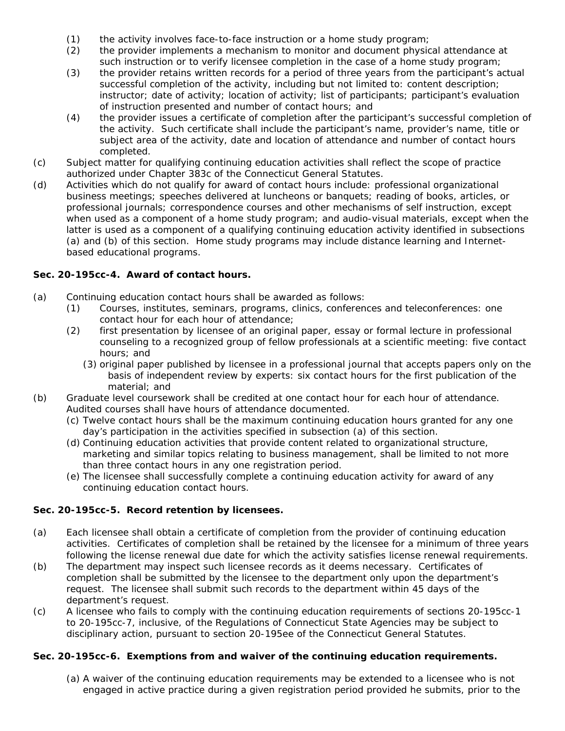(1) the activity involves face-to-face instruction or a home study program;
(2) the provider implements a mechanism to monitor and document physical attendance at such instruction or to verify licensee completion in the case of a home study program;
(3) the provider retains written records for a period of three years from the participant's actual successful completion of the activity, including but not limited to: content description; instructor; date of activity; location of activity; list of participants; participant's evaluation of instruction presented and number of contact hours; and
(4) the provider issues a certificate of completion after the participant's successful completion of the activity. Such certificate shall include the participant's name, provider's name, title or subject area of the activity, date and location of attendance and number of contact hours completed.

(c) Subject matter for qualifying continuing education activities shall reflect the scope of practice authorized under Chapter 383c of the Connecticut General Statutes.

(d) Activities which do not qualify for award of contact hours include: professional organizational business meetings; speeches delivered at luncheons or banquets; reading of books, articles, or professional journals; correspondence courses and other mechanisms of self instruction, except when used as a component of a home study program; and audio-visual materials, except when the latter is used as a component of a qualifying continuing education activity identified in subsections (a) and (b) of this section. Home study programs may include distance learning and Internet-based educational programs.

**Sec. 20-195cc-4. Award of contact hours.**

(a) Continuing education contact hours shall be awarded as follows:
(1) Courses, institutes, seminars, programs, clinics, conferences and teleconferences: one contact hour for each hour of attendance;
(2) first presentation by licensee of an original paper, essay or formal lecture in professional counseling to a recognized group of fellow professionals at a scientific meeting: five contact hours; and
(3) original paper published by licensee in a professional journal that accepts papers only on the basis of independent review by experts: six contact hours for the first publication of the material; and

(b) Graduate level coursework shall be credited at one contact hour for each hour of attendance. Audited courses shall have hours of attendance documented.

(c) Twelve contact hours shall be the maximum continuing education hours granted for any one day's participation in the activities specified in subsection (a) of this section.

(d) Continuing education activities that provide content related to organizational structure, marketing and similar topics relating to business management, shall be limited to not more than three contact hours in any one registration period.

(e) The licensee shall successfully complete a continuing education activity for award of any continuing education contact hours.

**Sec. 20-195cc-5. Record retention by licensees.**

(a) Each licensee shall obtain a certificate of completion from the provider of continuing education activities. Certificates of completion shall be retained by the licensee for a minimum of three years following the license renewal due date for which the activity satisfies license renewal requirements.

(b) The department may inspect such licensee records as it deems necessary. Certificates of completion shall be submitted by the licensee to the department only upon the department's request. The licensee shall submit such records to the department within 45 days of the department's request.

(c) A licensee who fails to comply with the continuing education requirements of sections 20-195cc-1 to 20-195cc-7, inclusive, of the Regulations of Connecticut State Agencies may be subject to disciplinary action, pursuant to section 20-195ee of the Connecticut General Statutes.

**Sec. 20-195cc-6. Exemptions from and waiver of the continuing education requirements.**

(a) A waiver of the continuing education requirements may be extended to a licensee who is not engaged in active practice during a given registration period provided he submits, prior to the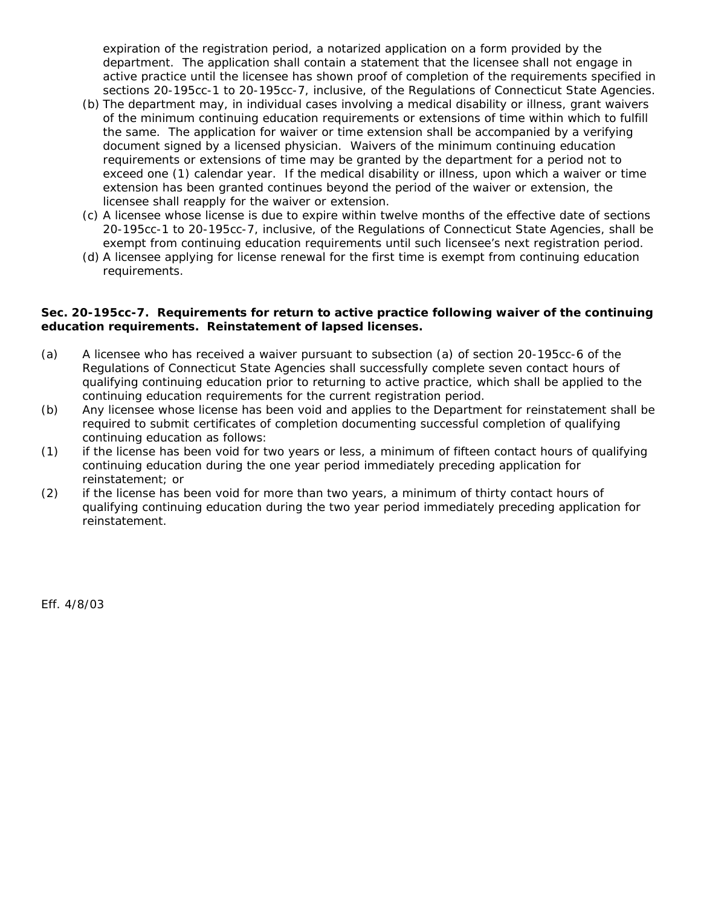expiration of the registration period, a notarized application on a form provided by the department. The application shall contain a statement that the licensee shall not engage in active practice until the licensee has shown proof of completion of the requirements specified in sections 20-195cc-1 to 20-195cc-7, inclusive, of the Regulations of Connecticut State Agencies.

(b) The department may, in individual cases involving a medical disability or illness, grant waivers of the minimum continuing education requirements or extensions of time within which to fulfill the same. The application for waiver or time extension shall be accompanied by a verifying document signed by a licensed physician. Waivers of the minimum continuing education requirements or extensions of time may be granted by the department for a period not to exceed one (1) calendar year. If the medical disability or illness, upon which a waiver or time extension has been granted continues beyond the period of the waiver or extension, the licensee shall reapply for the waiver or extension.

(c) A licensee whose license is due to expire within twelve months of the effective date of sections 20-195cc-1 to 20-195cc-7, inclusive, of the Regulations of Connecticut State Agencies, shall be exempt from continuing education requirements until such licensee's next registration period.

(d) A licensee applying for license renewal for the first time is exempt from continuing education requirements.

**Sec. 20-195cc-7. Requirements for return to active practice following waiver of the continuing education requirements. Reinstatement of lapsed licenses.**

(a) A licensee who has received a waiver pursuant to subsection (a) of section 20-195cc-6 of the Regulations of Connecticut State Agencies shall successfully complete seven contact hours of qualifying continuing education prior to returning to active practice, which shall be applied to the continuing education requirements for the current registration period.

(b) Any licensee whose license has been void and applies to the Department for reinstatement shall be required to submit certificates of completion documenting successful completion of qualifying continuing education as follows:

(1) if the license has been void for two years or less, a minimum of fifteen contact hours of qualifying continuing education during the one year period immediately preceding application for reinstatement; or

(2) if the license has been void for more than two years, a minimum of thirty contact hours of qualifying continuing education during the two year period immediately preceding application for reinstatement.

Eff. 4/8/03